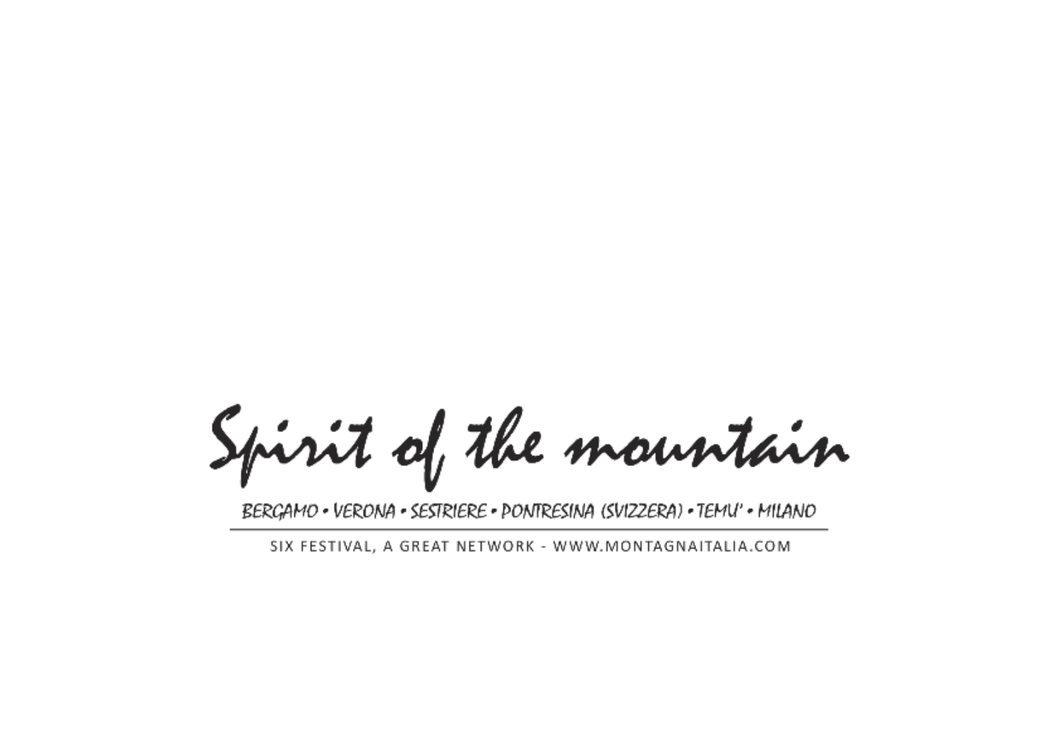# Spirit of the mountain

BERGAMO • VERONA • SESTRIERE • PONTRESINA (SVIZZERA) • TEMU' • MILANO

---

SIX FESTIVAL, A GREAT NETWORK - WWW.MONTAGNAITALIA.COM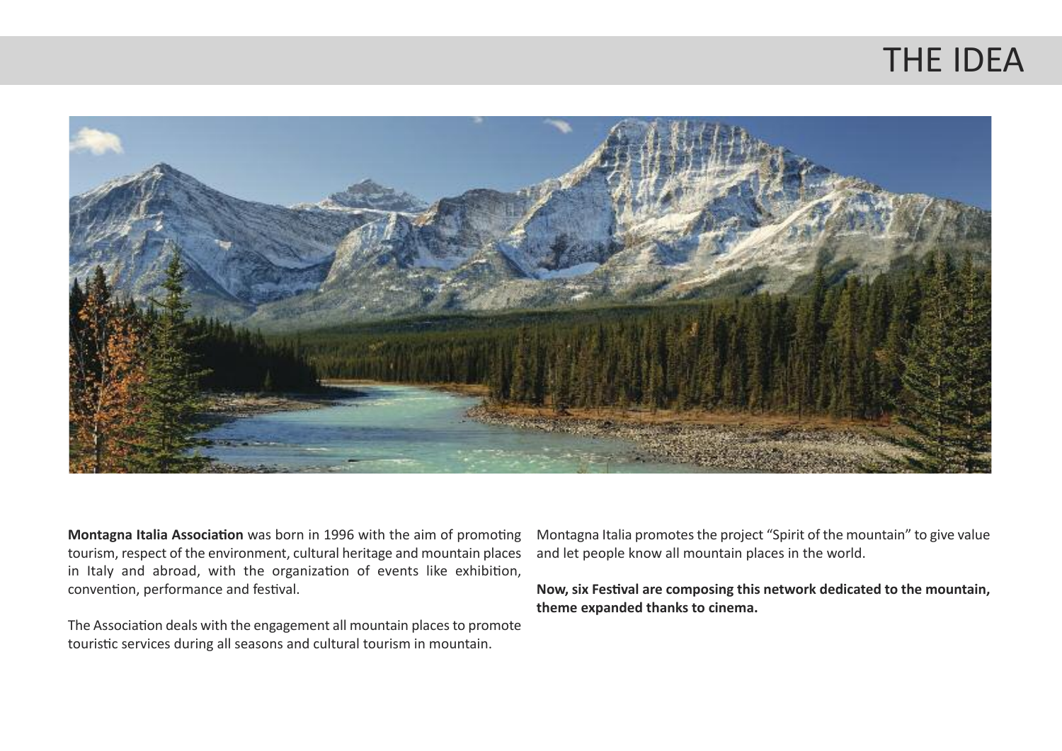# THE IDEA

**Montagna Italia Association** was born in 1996 with the aim of promoting tourism, respect of the environment, cultural heritage and mountain places in Italy and abroad, with the organization of events like exhibition, convention, performance and festival.

The Association deals with the engagement all mountain places to promote touristic services during all seasons and cultural tourism in mountain.

Montagna Italia promotes the project "Spirit of the mountain" to give value and let people know all mountain places in the world.

**Now, six Festival are composing this network dedicated to the mountain, theme expanded thanks to cinema.**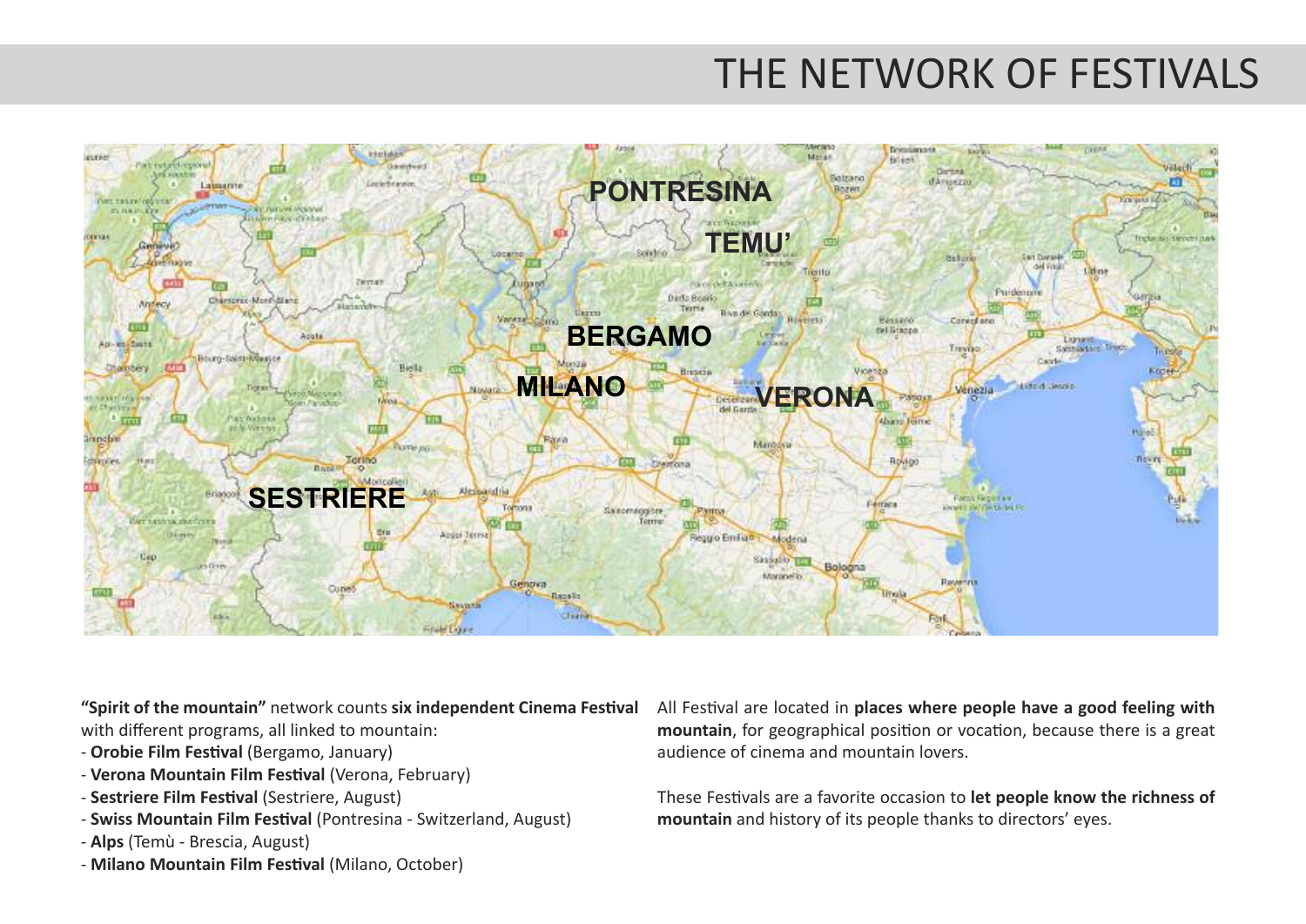# THE NETWORK OF FESTIVALS

**"Spirit of the mountain"** network counts **six independent Cinema Festival** with different programs, all linked to mountain:

- **Orobie Film Festival** (Bergamo, January)
- **Verona Mountain Film Festival** (Verona, February)
- **Sestriere Film Festival** (Sestriere, August)
- **Swiss Mountain Film Festival** (Pontresina - Switzerland, August)
- **Alps** (Temù - Brescia, August)
- **Milano Mountain Film Festival** (Milano, October)

All Festival are located in **places where people have a good feeling with mountain**, for geographical position or vocation, because there is a great audience of cinema and mountain lovers.

These Festivals are a favorite occasion to **let people know the richness of mountain** and history of its people thanks to directors' eyes.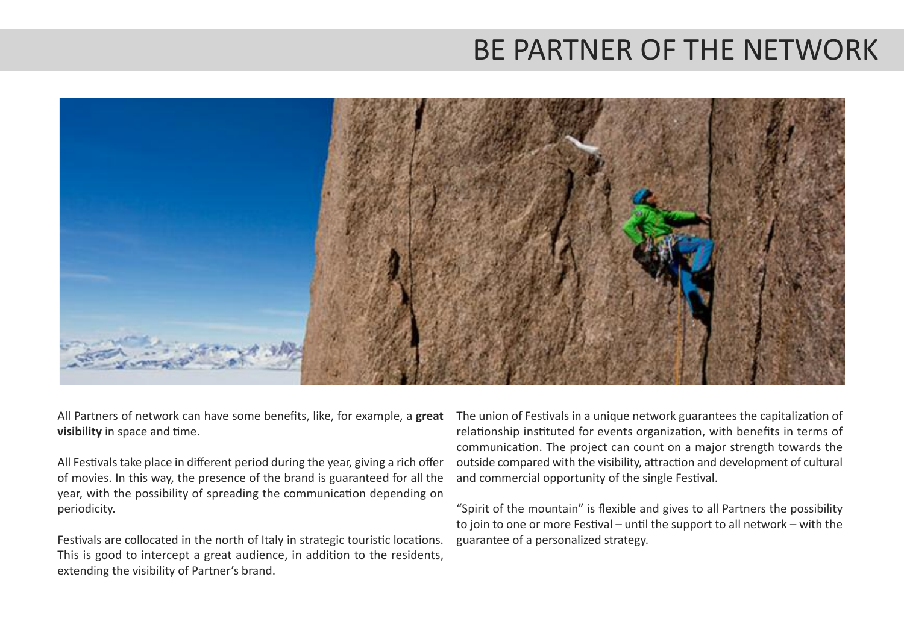# BE PARTNER OF THE NETWORK

All Partners of network can have some benefits, like, for example, a **great visibility** in space and time.

All Festivals take place in different period during the year, giving a rich offer of movies. In this way, the presence of the brand is guaranteed for all the year, with the possibility of spreading the communication depending on periodicity.

Festivals are collocated in the north of Italy in strategic touristic locations. This is good to intercept a great audience, in addition to the residents, extending the visibility of Partner's brand.

The union of Festivals in a unique network guarantees the capitalization of relationship instituted for events organization, with benefits in terms of communication. The project can count on a major strength towards the outside compared with the visibility, attraction and development of cultural and commercial opportunity of the single Festival.

"Spirit of the mountain" is flexible and gives to all Partners the possibility to join to one or more Festival – until the support to all network – with the guarantee of a personalized strategy.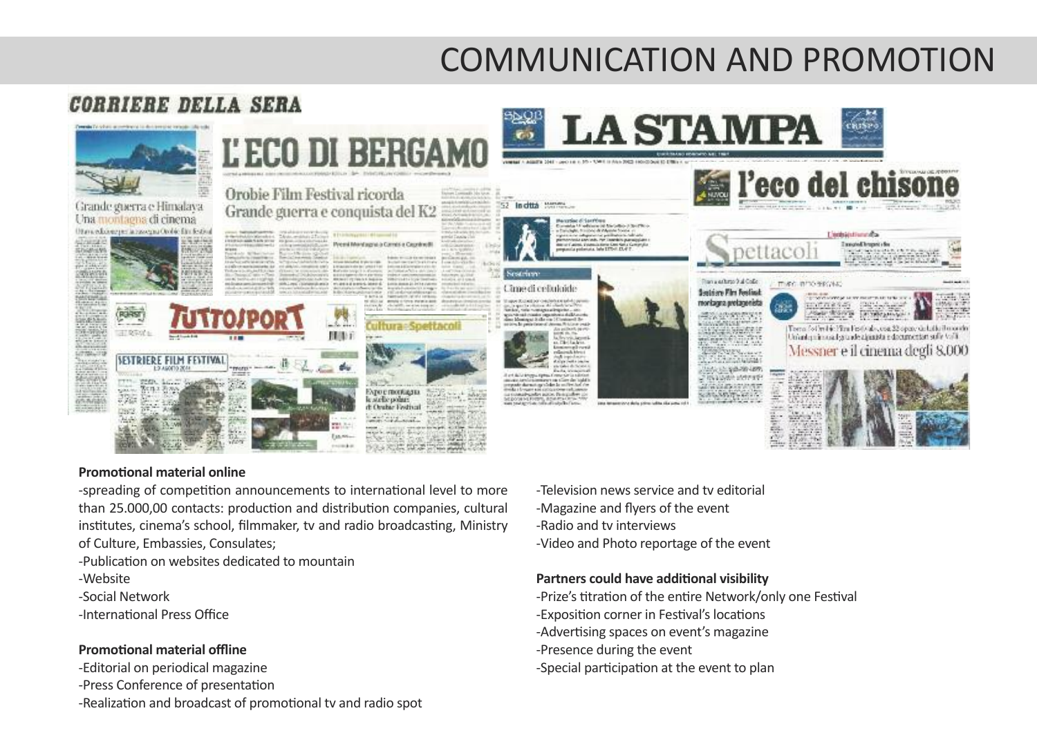# COMMUNICATION AND PROMOTION

**Promotional material online**

-spreading of competition announcements to international level to more than 25.000,00 contacts: production and distribution companies, cultural institutes, cinema's school, filmmaker, tv and radio broadcasting, Ministry of Culture, Embassies, Consulates;

-Publication on websites dedicated to mountain

-Website

-Social Network

-International Press Office

**Promotional material offline**

-Editorial on periodical magazine

-Press Conference of presentation

-Realization and broadcast of promotional tv and radio spot

-Television news service and tv editorial

-Magazine and flyers of the event

-Radio and tv interviews

-Video and Photo reportage of the event

**Partners could have additional visibility**

-Prize's titration of the entire Network/only one Festival

-Exposition corner in Festival's locations

-Advertising spaces on event's magazine

-Presence during the event

-Special participation at the event to plan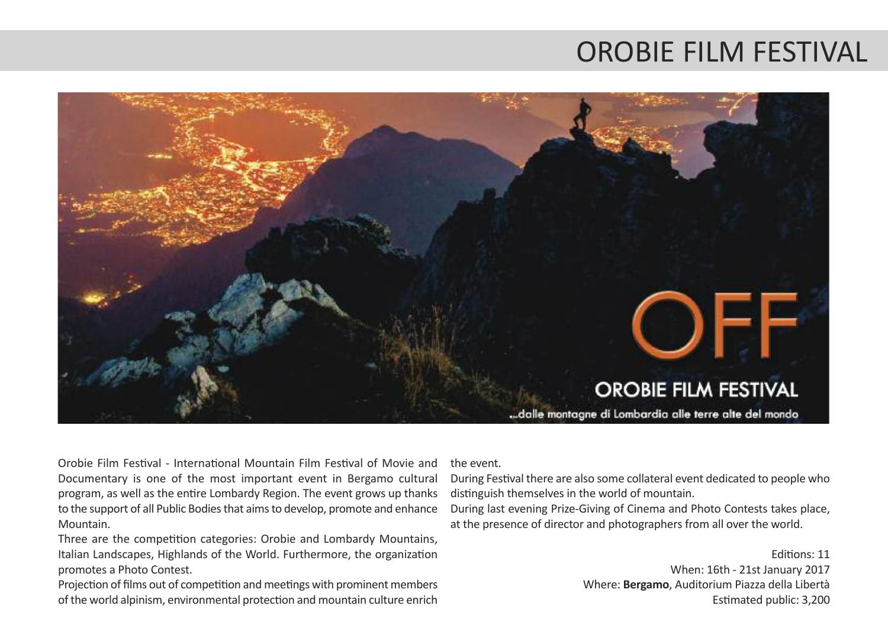# OROBIE FILM FESTIVAL

Orobie Film Festival - International Mountain Film Festival of Movie and Documentary is one of the most important event in Bergamo cultural program, as well as the entire Lombardy Region. The event grows up thanks to the support of all Public Bodies that aims to develop, promote and enhance Mountain.

Three are the competition categories: Orobie and Lombardy Mountains, Italian Landscapes, Highlands of the World. Furthermore, the organization promotes a Photo Contest.

Projection of films out of competition and meetings with prominent members of the world alpinism, environmental protection and mountain culture enrich the event.

During Festival there are also some collateral event dedicated to people who distinguish themselves in the world of mountain.

During last evening Prize-Giving of Cinema and Photo Contests takes place, at the presence of director and photographers from all over the world.

Editions: 11
When: 16th - 21st January 2017
Where: **Bergamo**, Auditorium Piazza della Libertà
Estimated public: 3,200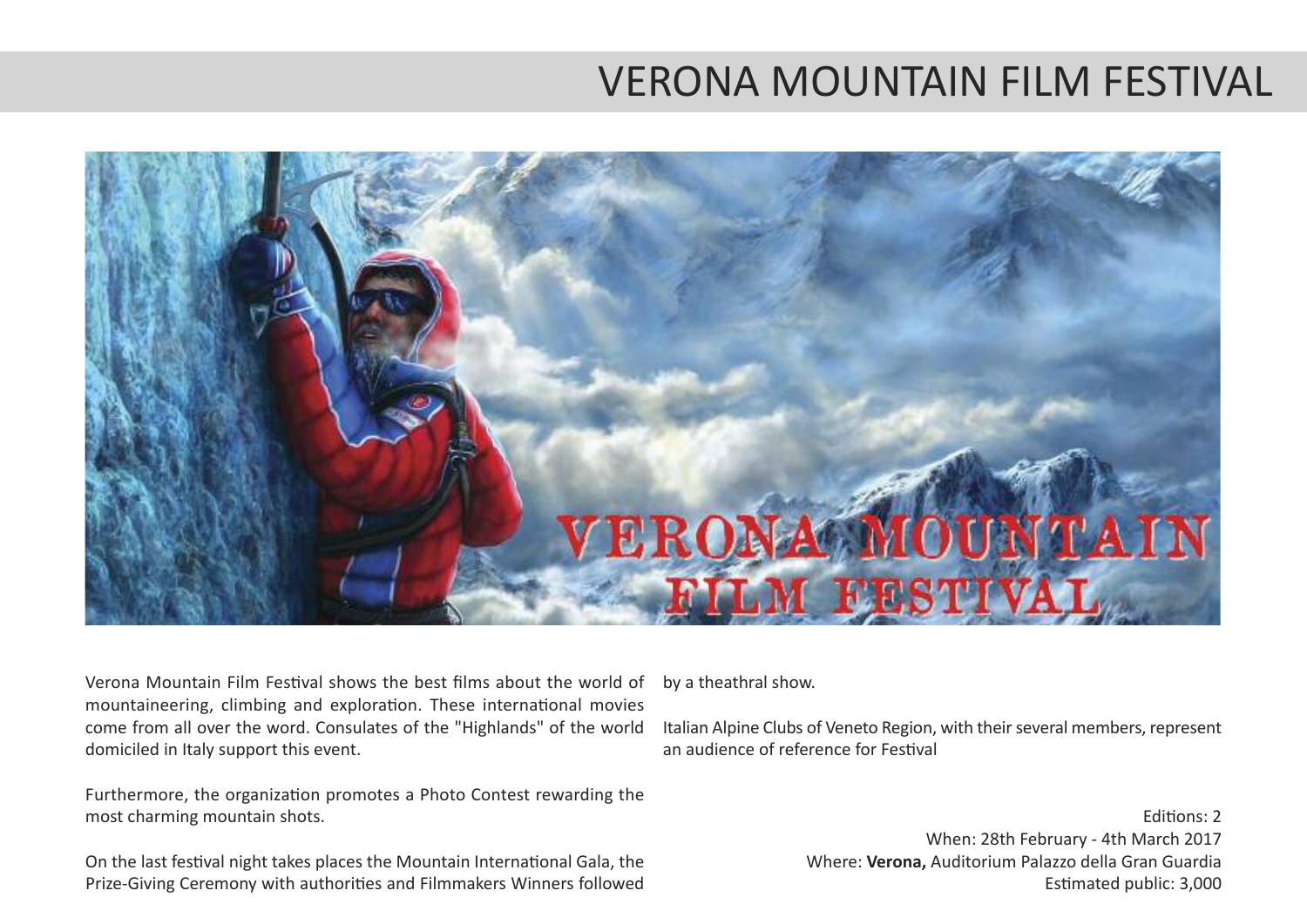# VERONA MOUNTAIN FILM FESTIVAL

Verona Mountain Film Festival shows the best films about the world of mountaineering, climbing and exploration. These international movies come from all over the word. Consulates of the "Highlands" of the world domiciled in Italy support this event.

Furthermore, the organization promotes a Photo Contest rewarding the most charming mountain shots.

On the last festival night takes places the Mountain International Gala, the Prize-Giving Ceremony with authorities and Filmmakers Winners followed by a theathral show.

Italian Alpine Clubs of Veneto Region, with their several members, represent an audience of reference for Festival

Editions: 2
When: 28th February - 4th March 2017
Where: **Verona,** Auditorium Palazzo della Gran Guardia
Estimated public: 3,000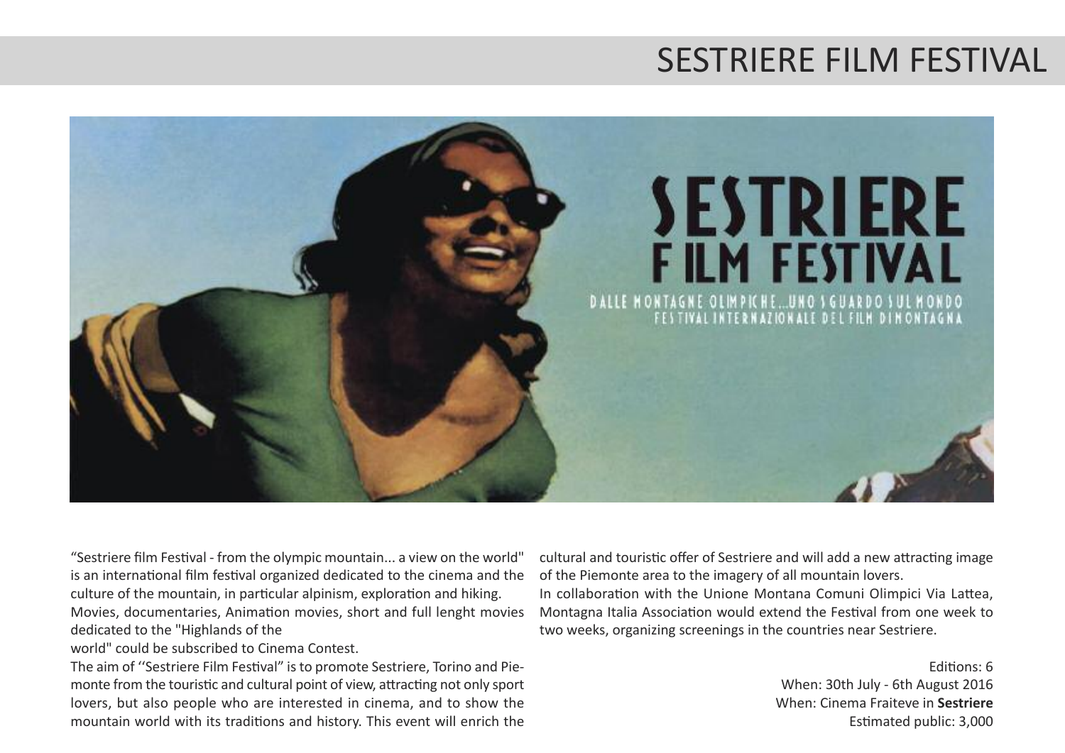# SESTRIERE FILM FESTIVAL

"Sestriere film Festival - from the olympic mountain... a view on the world" is an international film festival organized dedicated to the cinema and the culture of the mountain, in particular alpinism, exploration and hiking.
Movies, documentaries, Animation movies, short and full lenght movies dedicated to the "Highlands of the
world" could be subscribed to Cinema Contest.
The aim of ''Sestriere Film Festival" is to promote Sestriere, Torino and Piemonte from the touristic and cultural point of view, attracting not only sport lovers, but also people who are interested in cinema, and to show the mountain world with its traditions and history. This event will enrich the cultural and touristic offer of Sestriere and will add a new attracting image of the Piemonte area to the imagery of all mountain lovers.
In collaboration with the Unione Montana Comuni Olimpici Via Lattea, Montagna Italia Association would extend the Festival from one week to two weeks, organizing screenings in the countries near Sestriere.

Editions: 6
When: 30th July - 6th August 2016
When: Cinema Fraiteve in **Sestriere**
Estimated public: 3,000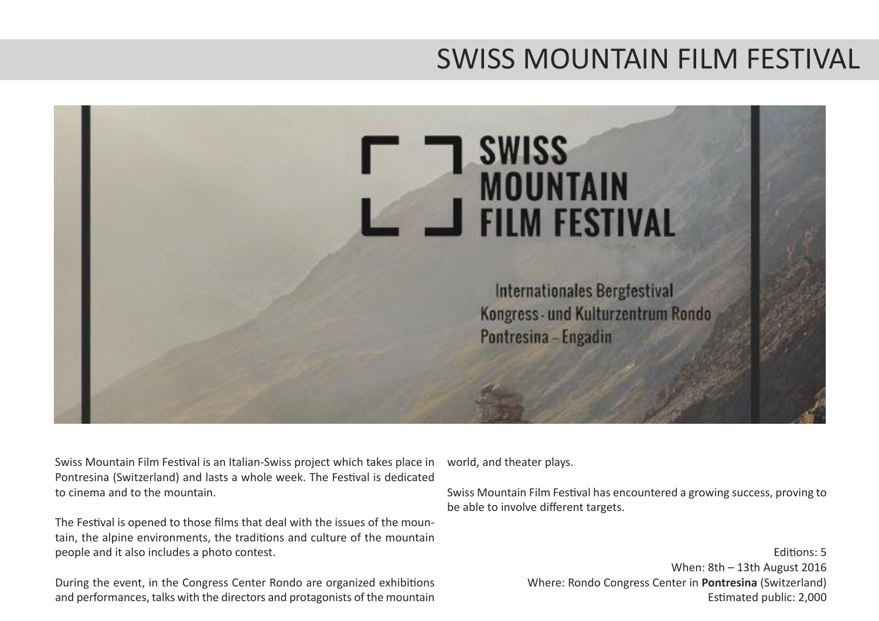# SWISS MOUNTAIN FILM FESTIVAL

Swiss Mountain Film Festival is an Italian-Swiss project which takes place in Pontresina (Switzerland) and lasts a whole week. The Festival is dedicated to cinema and to the mountain.

The Festival is opened to those films that deal with the issues of the mountain, the alpine environments, the traditions and culture of the mountain people and it also includes a photo contest.

During the event, in the Congress Center Rondo are organized exhibitions and performances, talks with the directors and protagonists of the mountain world, and theater plays.

Swiss Mountain Film Festival has encountered a growing success, proving to be able to involve different targets.

Editions: 5
When: 8th – 13th August 2016
Where: Rondo Congress Center in **Pontresina** (Switzerland)
Estimated public: 2,000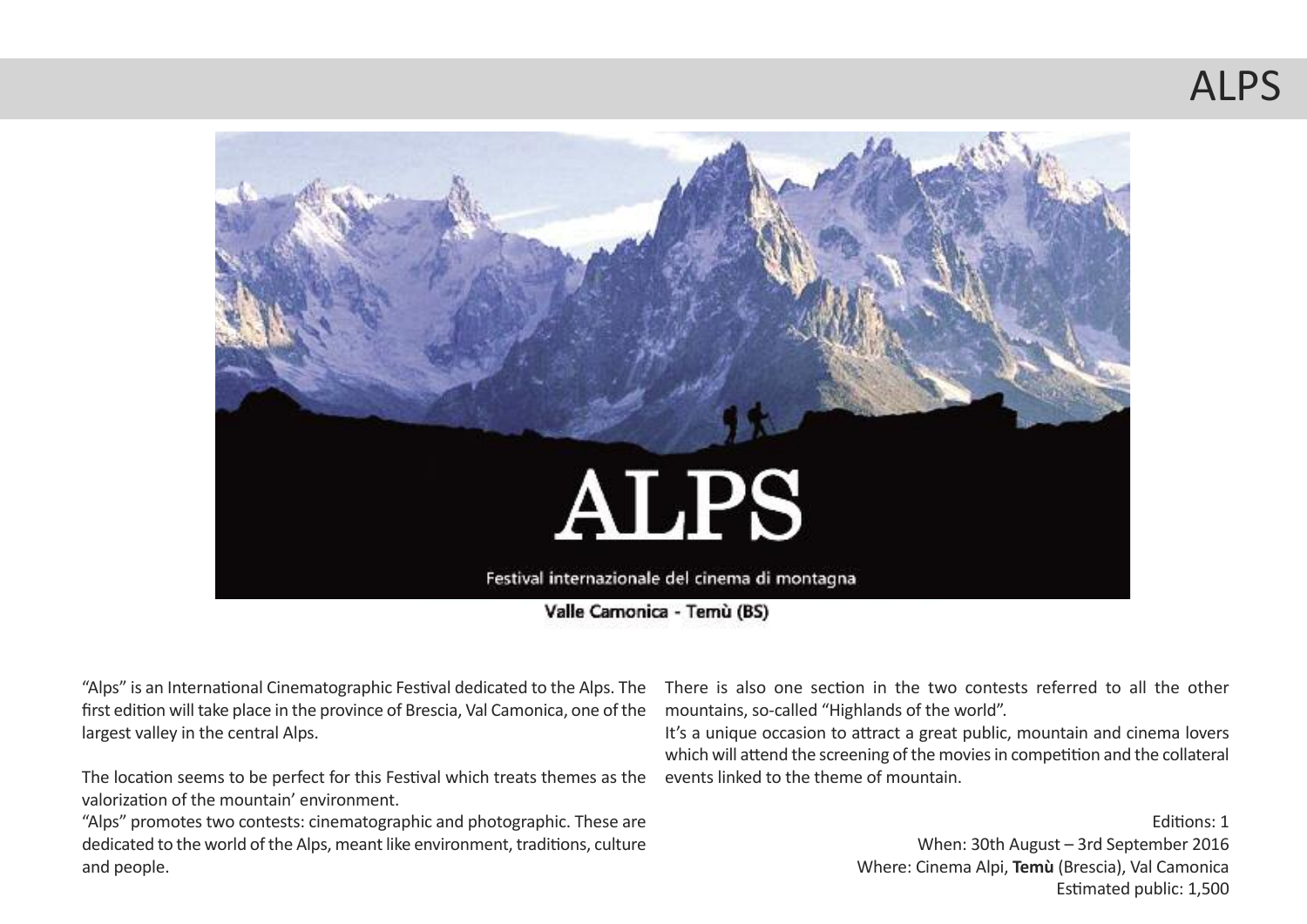# ALPS

"Alps" is an International Cinematographic Festival dedicated to the Alps. The first edition will take place in the province of Brescia, Val Camonica, one of the largest valley in the central Alps.

The location seems to be perfect for this Festival which treats themes as the valorization of the mountain' environment.

"Alps" promotes two contests: cinematographic and photographic. These are dedicated to the world of the Alps, meant like environment, traditions, culture and people.

There is also one section in the two contests referred to all the other mountains, so-called "Highlands of the world".

It's a unique occasion to attract a great public, mountain and cinema lovers which will attend the screening of the movies in competition and the collateral events linked to the theme of mountain.

Editions: 1
When: 30th August – 3rd September 2016
Where: Cinema Alpi, **Temù** (Brescia), Val Camonica
Estimated public: 1,500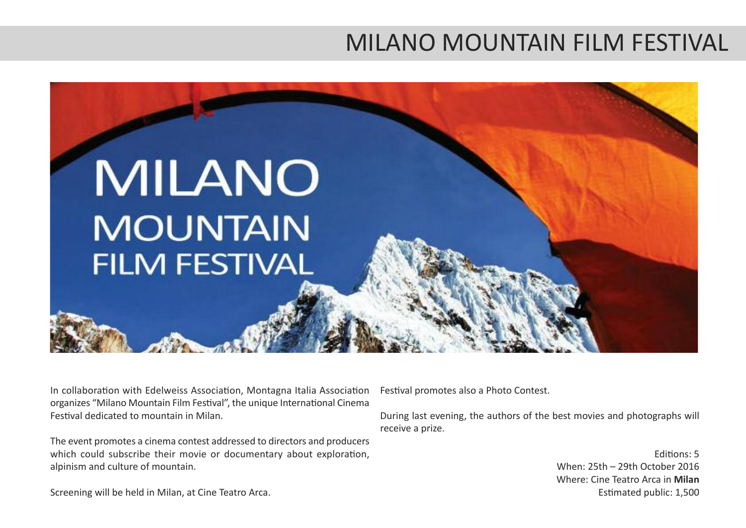# MILANO MOUNTAIN FILM FESTIVAL

In collaboration with Edelweiss Association, Montagna Italia Association organizes "Milano Mountain Film Festival", the unique International Cinema Festival dedicated to mountain in Milan.

The event promotes a cinema contest addressed to directors and producers which could subscribe their movie or documentary about exploration, alpinism and culture of mountain.

Screening will be held in Milan, at Cine Teatro Arca.

Festival promotes also a Photo Contest.

During last evening, the authors of the best movies and photographs will receive a prize.

Editions: 5
When: 25th – 29th October 2016
Where: Cine Teatro Arca in **Milan**
Estimated public: 1,500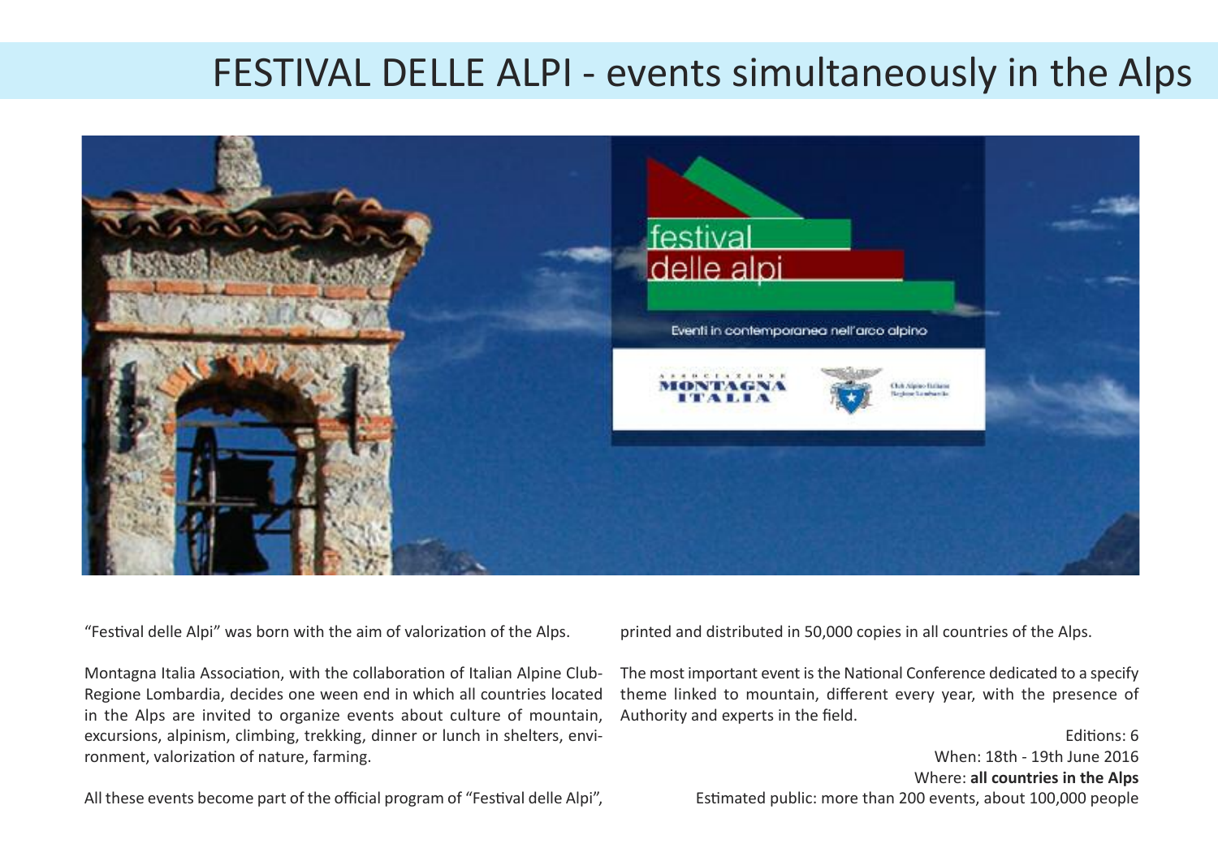# FESTIVAL DELLE ALPI - events simultaneously in the Alps

"Festival delle Alpi" was born with the aim of valorization of the Alps.

Montagna Italia Association, with the collaboration of Italian Alpine Club-Regione Lombardia, decides one ween end in which all countries located in the Alps are invited to organize events about culture of mountain, excursions, alpinism, climbing, trekking, dinner or lunch in shelters, environment, valorization of nature, farming.

All these events become part of the official program of "Festival delle Alpi", printed and distributed in 50,000 copies in all countries of the Alps.

The most important event is the National Conference dedicated to a specify theme linked to mountain, different every year, with the presence of Authority and experts in the field.

Editions: 6
When: 18th - 19th June 2016
Where: **all countries in the Alps**
Estimated public: more than 200 events, about 100,000 people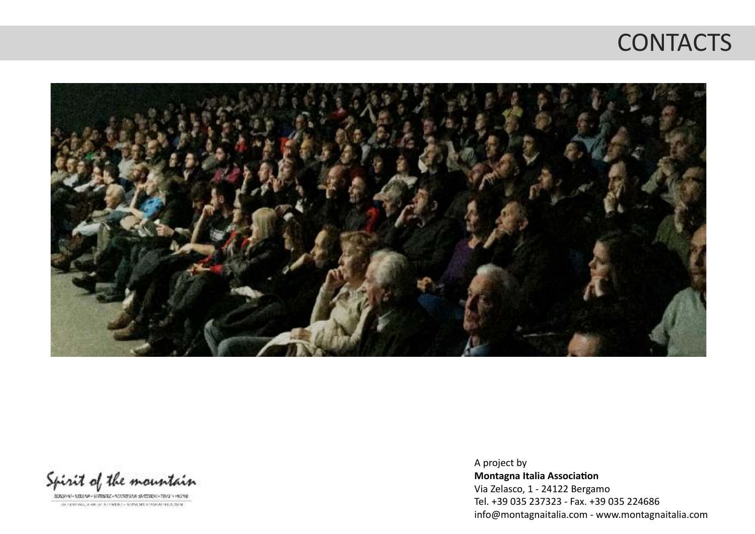# CONTACTS

A project by

**Montagna Italia Association**

Via Zelasco, 1 - 24122 Bergamo

Tel. +39 035 237323 - Fax. +39 035 224686

info@montagnaitalia.com - www.montagnaitalia.com